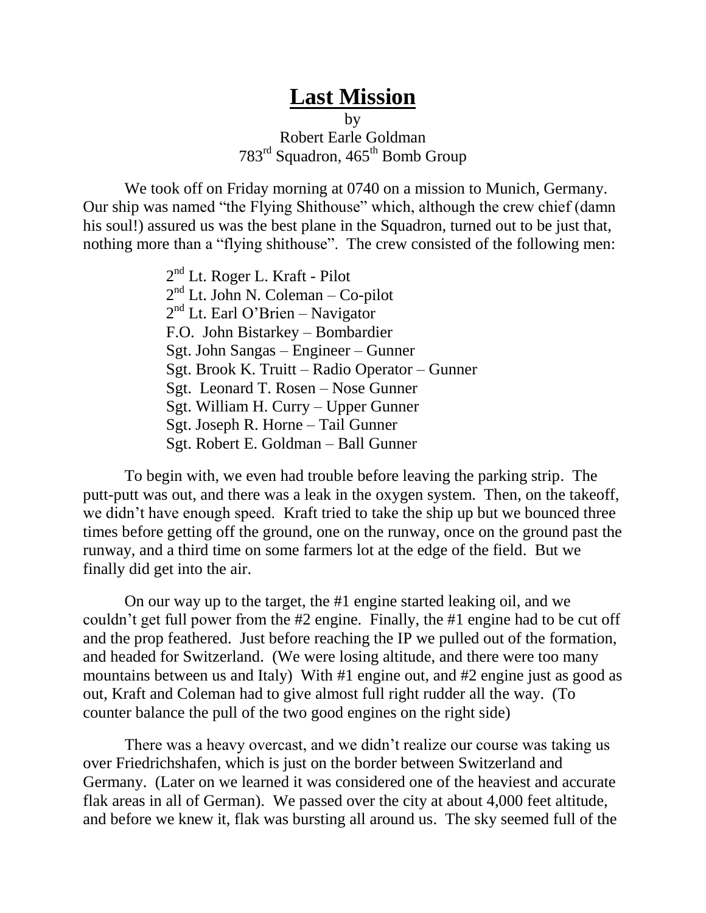# Last Mission

by  
Robert Earle Goldman  
783rd Squadron, 465th Bomb Group

We took off on Friday morning at 0740 on a mission to Munich, Germany. Our ship was named "the Flying Shithouse" which, although the crew chief (damn his soul!) assured us was the best plane in the Squadron, turned out to be just that, nothing more than a "flying shithouse". The crew consisted of the following men:

2nd Lt. Roger L. Kraft - Pilot  
2nd Lt. John N. Coleman – Co-pilot  
2nd Lt. Earl O'Brien – Navigator  
F.O. John Bistarkey – Bombardier  
Sgt. John Sangas – Engineer – Gunner  
Sgt. Brook K. Truitt – Radio Operator – Gunner  
Sgt. Leonard T. Rosen – Nose Gunner  
Sgt. William H. Curry – Upper Gunner  
Sgt. Joseph R. Horne – Tail Gunner  
Sgt. Robert E. Goldman – Ball Gunner

To begin with, we even had trouble before leaving the parking strip. The putt-putt was out, and there was a leak in the oxygen system. Then, on the takeoff, we didn't have enough speed. Kraft tried to take the ship up but we bounced three times before getting off the ground, one on the runway, once on the ground past the runway, and a third time on some farmers lot at the edge of the field. But we finally did get into the air.

On our way up to the target, the #1 engine started leaking oil, and we couldn't get full power from the #2 engine. Finally, the #1 engine had to be cut off and the prop feathered. Just before reaching the IP we pulled out of the formation, and headed for Switzerland. (We were losing altitude, and there were too many mountains between us and Italy) With #1 engine out, and #2 engine just as good as out, Kraft and Coleman had to give almost full right rudder all the way. (To counter balance the pull of the two good engines on the right side)

There was a heavy overcast, and we didn't realize our course was taking us over Friedrichshafen, which is just on the border between Switzerland and Germany. (Later on we learned it was considered one of the heaviest and accurate flak areas in all of German). We passed over the city at about 4,000 feet altitude, and before we knew it, flak was bursting all around us. The sky seemed full of the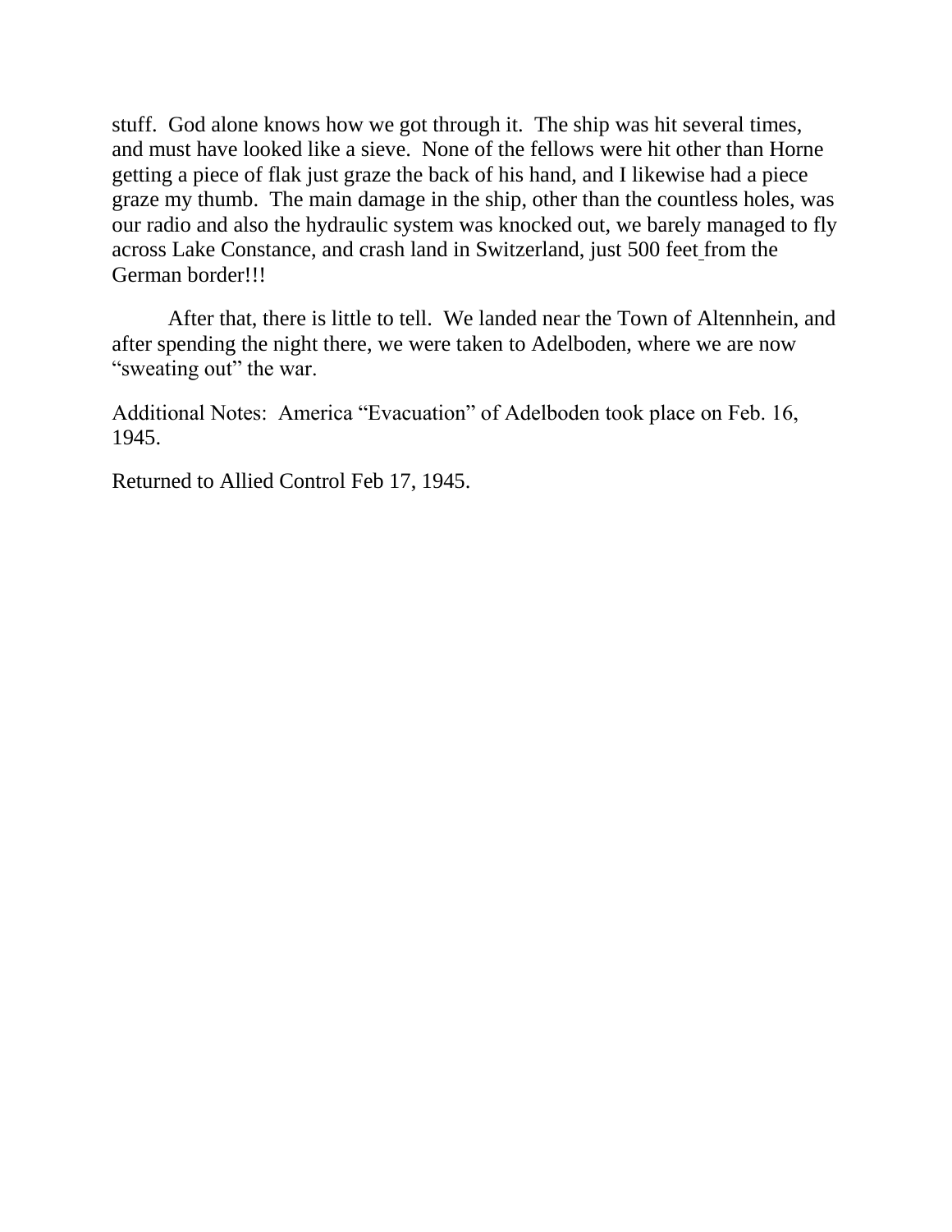stuff. God alone knows how we got through it. The ship was hit several times, and must have looked like a sieve. None of the fellows were hit other than Horne getting a piece of flak just graze the back of his hand, and I likewise had a piece graze my thumb. The main damage in the ship, other than the countless holes, was our radio and also the hydraulic system was knocked out, we barely managed to fly across Lake Constance, and crash land in Switzerland, just 500 feet from the German border!!!

After that, there is little to tell. We landed near the Town of Altennhein, and after spending the night there, we were taken to Adelboden, where we are now "sweating out" the war.

Additional Notes: America "Evacuation" of Adelboden took place on Feb. 16, 1945.

Returned to Allied Control Feb 17, 1945.